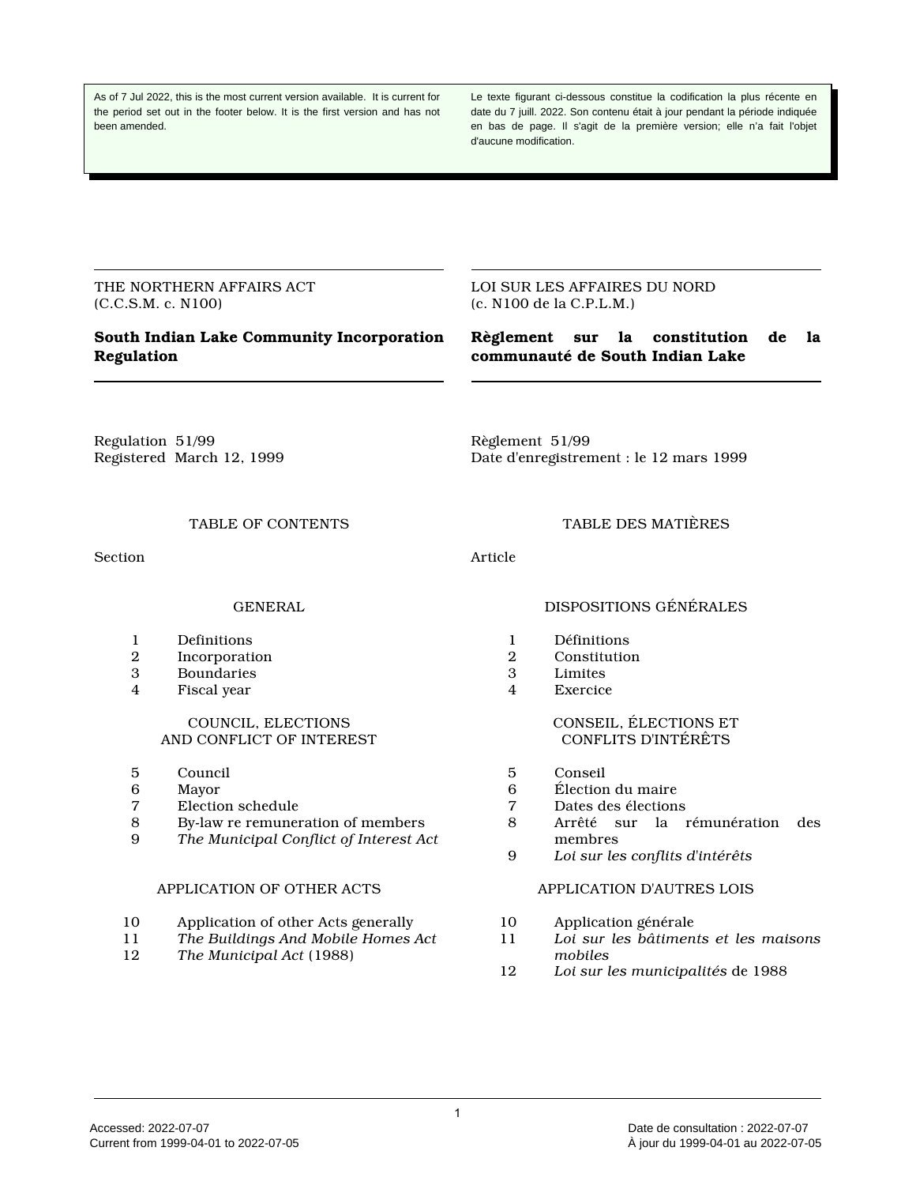As of 7 Jul 2022, this is the most current version available. It is current for the period set out in the footer below. It is the first version and has not been amended.

Le texte figurant ci-dessous constitue la codification la plus récente en date du 7 juill. 2022. Son contenu était à jour pendant la période indiquée en bas de page. Il s'agit de la première version; elle n'a fait l'objet d'aucune modification.

THE NORTHERN AFFAIRS ACT
(C.C.S.M. c. N100)

# South Indian Lake Community Incorporation Regulation

Regulation 51/99
Registered March 12, 1999

LOI SUR LES AFFAIRES DU NORD
(c. N100 de la C.P.L.M.)

# Règlement sur la constitution de la communauté de South Indian Lake

Règlement 51/99
Date d'enregistrement : le 12 mars 1999

## TABLE OF CONTENTS

Section

### GENERAL

1 Definitions
2 Incorporation
3 Boundaries
4 Fiscal year

### COUNCIL, ELECTIONS AND CONFLICT OF INTEREST

5 Council
6 Mayor
7 Election schedule
8 By-law re remuneration of members
9 *The Municipal Conflict of Interest Act*

### APPLICATION OF OTHER ACTS

10 Application of other Acts generally
11 *The Buildings And Mobile Homes Act*
12 *The Municipal Act* (1988)

## TABLE DES MATIÈRES

Article

### DISPOSITIONS GÉNÉRALES

1 Définitions
2 Constitution
3 Limites
4 Exercice

### CONSEIL, ÉLECTIONS ET CONFLITS D'INTÉRÊTS

5 Conseil
6 Élection du maire
7 Dates des élections
8 Arrêté sur la rémunération des membres
9 *Loi sur les conflits d'intérêts*

### APPLICATION D'AUTRES LOIS

10 Application générale
11 *Loi sur les bâtiments et les maisons mobiles*
12 *Loi sur les municipalités* de 1988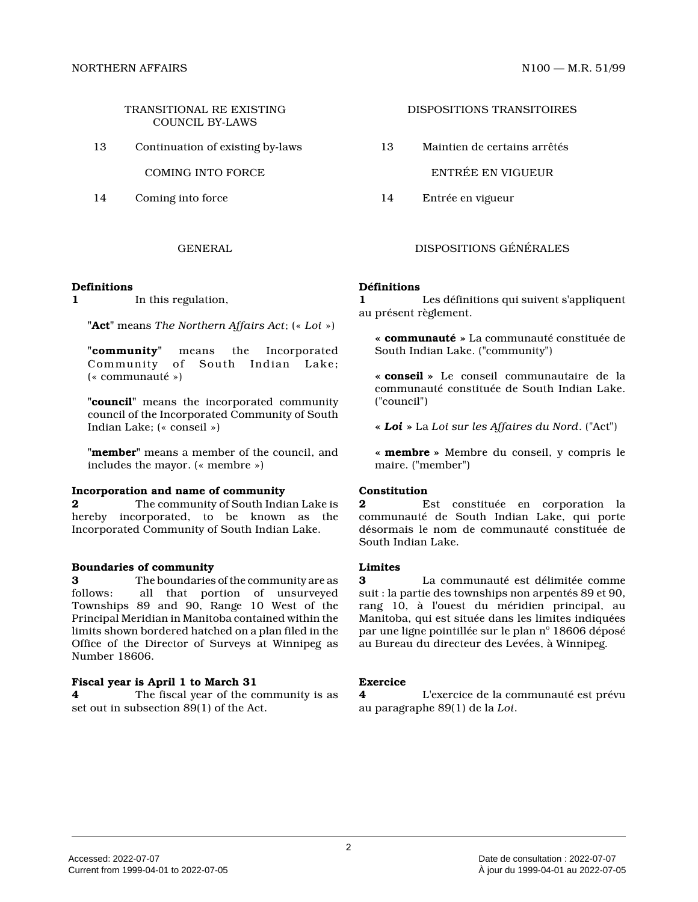TRANSITIONAL RE EXISTING COUNCIL BY-LAWS

13 Continuation of existing by-laws

COMING INTO FORCE

14 Coming into force

DISPOSITIONS TRANSITOIRES

13 Maintien de certains arrêtés

ENTRÉE EN VIGUEUR

14 Entrée en vigueur

## GENERAL

**Definitions**

**1** In this regulation,

"**Act**" means *The Northern Affairs Act*; (« *Loi* »)

"**community**" means the Incorporated Community of South Indian Lake; (« communauté »)

"**council**" means the incorporated community council of the Incorporated Community of South Indian Lake; (« conseil »)

"**member**" means a member of the council, and includes the mayor. (« membre »)

**Incorporation and name of community**

**2** The community of South Indian Lake is hereby incorporated, to be known as the Incorporated Community of South Indian Lake.

**Boundaries of community**

**3** The boundaries of the community are as follows: all that portion of unsurveyed Townships 89 and 90, Range 10 West of the Principal Meridian in Manitoba contained within the limits shown bordered hatched on a plan filed in the Office of the Director of Surveys at Winnipeg as Number 18606.

**Fiscal year is April 1 to March 31**

**4** The fiscal year of the community is as set out in subsection 89(1) of the Act.

## DISPOSITIONS GÉNÉRALES

**Définitions**

**1** Les définitions qui suivent s'appliquent au présent règlement.

« **communauté** » La communauté constituée de South Indian Lake. ("community")

« **conseil** » Le conseil communautaire de la communauté constituée de South Indian Lake. ("council")

« ***Loi*** » La *Loi sur les Affaires du Nord*. ("Act")

« **membre** » Membre du conseil, y compris le maire. ("member")

**Constitution**

**2** Est constituée en corporation la communauté de South Indian Lake, qui porte désormais le nom de communauté constituée de South Indian Lake.

**Limites**

**3** La communauté est délimitée comme suit : la partie des townships non arpentés 89 et 90, rang 10, à l'ouest du méridien principal, au Manitoba, qui est située dans les limites indiquées par une ligne pointillée sur le plan n° 18606 déposé au Bureau du directeur des Levées, à Winnipeg.

**Exercice**

**4** L'exercice de la communauté est prévu au paragraphe 89(1) de la *Loi*.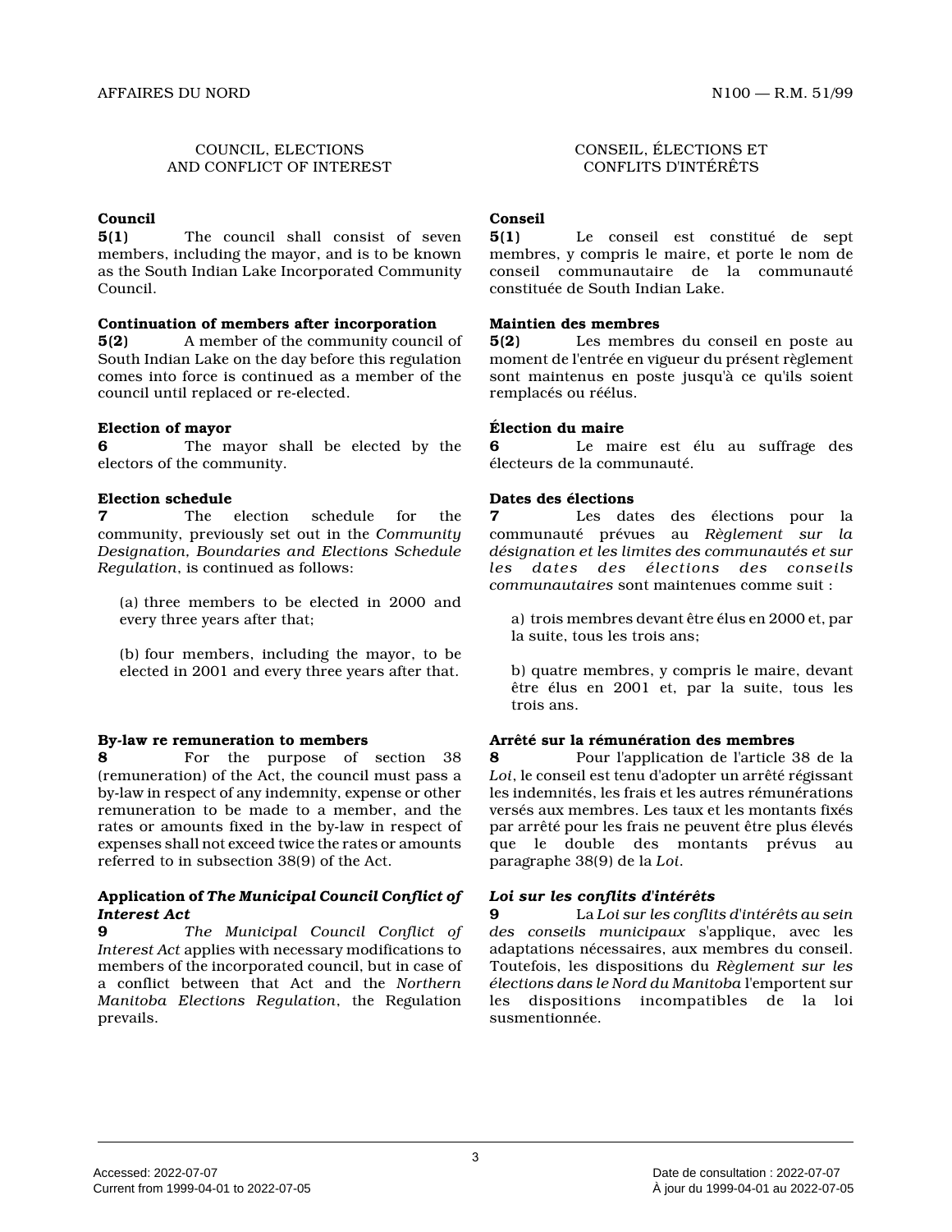## COUNCIL, ELECTIONS AND CONFLICT OF INTEREST

**Council**

**5(1)** The council shall consist of seven members, including the mayor, and is to be known as the South Indian Lake Incorporated Community Council.

**Continuation of members after incorporation**

**5(2)** A member of the community council of South Indian Lake on the day before this regulation comes into force is continued as a member of the council until replaced or re-elected.

**Election of mayor**

**6** The mayor shall be elected by the electors of the community.

**Election schedule**

**7** The election schedule for the community, previously set out in the *Community Designation, Boundaries and Elections Schedule Regulation*, is continued as follows:

(a) three members to be elected in 2000 and every three years after that;

(b) four members, including the mayor, to be elected in 2001 and every three years after that.

**By-law re remuneration to members**

**8** For the purpose of section 38 (remuneration) of the Act, the council must pass a by-law in respect of any indemnity, expense or other remuneration to be made to a member, and the rates or amounts fixed in the by-law in respect of expenses shall not exceed twice the rates or amounts referred to in subsection 38(9) of the Act.

**Application of *The Municipal Council Conflict of Interest Act***

**9** *The Municipal Council Conflict of Interest Act* applies with necessary modifications to members of the incorporated council, but in case of a conflict between that Act and the *Northern Manitoba Elections Regulation*, the Regulation prevails.

## CONSEIL, ÉLECTIONS ET CONFLITS D'INTÉRÊTS

**Conseil**

**5(1)** Le conseil est constitué de sept membres, y compris le maire, et porte le nom de conseil communautaire de la communauté constituée de South Indian Lake.

**Maintien des membres**

**5(2)** Les membres du conseil en poste au moment de l'entrée en vigueur du présent règlement sont maintenus en poste jusqu'à ce qu'ils soient remplacés ou réélus.

**Élection du maire**

**6** Le maire est élu au suffrage des électeurs de la communauté.

**Dates des élections**

**7** Les dates des élections pour la communauté prévues au *Règlement sur la désignation et les limites des communautés et sur les dates des élections des conseils communautaires* sont maintenues comme suit :

a) trois membres devant être élus en 2000 et, par la suite, tous les trois ans;

b) quatre membres, y compris le maire, devant être élus en 2001 et, par la suite, tous les trois ans.

**Arrêté sur la rémunération des membres**

**8** Pour l'application de l'article 38 de la *Loi*, le conseil est tenu d'adopter un arrêté régissant les indemnités, les frais et les autres rémunérations versés aux membres. Les taux et les montants fixés par arrêté pour les frais ne peuvent être plus élevés que le double des montants prévus au paragraphe 38(9) de la *Loi*.

***Loi sur les conflits d'intérêts***

**9** La *Loi sur les conflits d'intérêts au sein des conseils municipaux* s'applique, avec les adaptations nécessaires, aux membres du conseil. Toutefois, les dispositions du *Règlement sur les élections dans le Nord du Manitoba* l'emportent sur les dispositions incompatibles de la loi susmentionnée.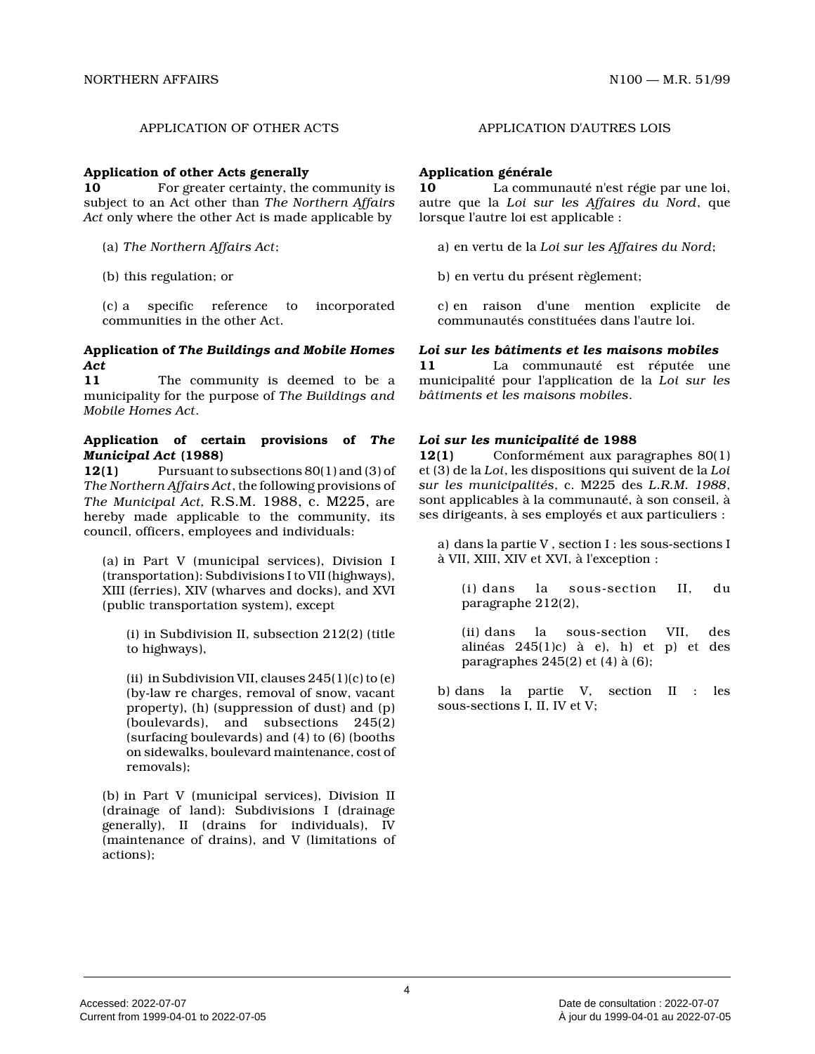## APPLICATION OF OTHER ACTS

**Application of other Acts generally**

**10** For greater certainty, the community is subject to an Act other than *The Northern Affairs Act* only where the other Act is made applicable by

(a) *The Northern Affairs Act*;

(b) this regulation; or

(c) a specific reference to incorporated communities in the other Act.

**Application of *The Buildings and Mobile Homes Act***

**11** The community is deemed to be a municipality for the purpose of *The Buildings and Mobile Homes Act*.

**Application of certain provisions of *The Municipal Act* (1988)**

**12(1)** Pursuant to subsections 80(1) and (3) of *The Northern Affairs Act*, the following provisions of *The Municipal Act,* R.S.M. 1988, c. M225, are hereby made applicable to the community, its council, officers, employees and individuals:

(a) in Part V (municipal services), Division I (transportation): Subdivisions I to VII (highways), XIII (ferries), XIV (wharves and docks), and XVI (public transportation system), except

(i) in Subdivision II, subsection 212(2) (title to highways),

(ii) in Subdivision VII, clauses 245(1)(c) to (e) (by-law re charges, removal of snow, vacant property), (h) (suppression of dust) and (p) (boulevards), and subsections 245(2) (surfacing boulevards) and (4) to (6) (booths on sidewalks, boulevard maintenance, cost of removals);

(b) in Part V (municipal services), Division II (drainage of land): Subdivisions I (drainage generally), II (drains for individuals), IV (maintenance of drains), and V (limitations of actions);

## APPLICATION D'AUTRES LOIS

**Application générale**

**10** La communauté n'est régie par une loi, autre que la *Loi sur les Affaires du Nord*, que lorsque l'autre loi est applicable :

a) en vertu de la *Loi sur les Affaires du Nord*;

b) en vertu du présent règlement;

c) en raison d'une mention explicite de communautés constituées dans l'autre loi.

***Loi sur les bâtiments et les maisons mobiles***

**11** La communauté est réputée une municipalité pour l'application de la *Loi sur les bâtiments et les maisons mobiles*.

***Loi sur les municipalité* de 1988**

**12(1)** Conformément aux paragraphes 80(1) et (3) de la *Loi*, les dispositions qui suivent de la *Loi sur les municipalités*, c. M225 des *L.R.M. 1988*, sont applicables à la communauté, à son conseil, à ses dirigeants, à ses employés et aux particuliers :

a) dans la partie V , section I : les sous-sections I à VII, XIII, XIV et XVI, à l'exception :

(i) dans la sous-section II, du paragraphe 212(2),

(ii) dans la sous-section VII, des alinéas 245(1)c) à e), h) et p) et des paragraphes 245(2) et (4) à (6);

b) dans la partie V, section II : les sous-sections I, II, IV et V;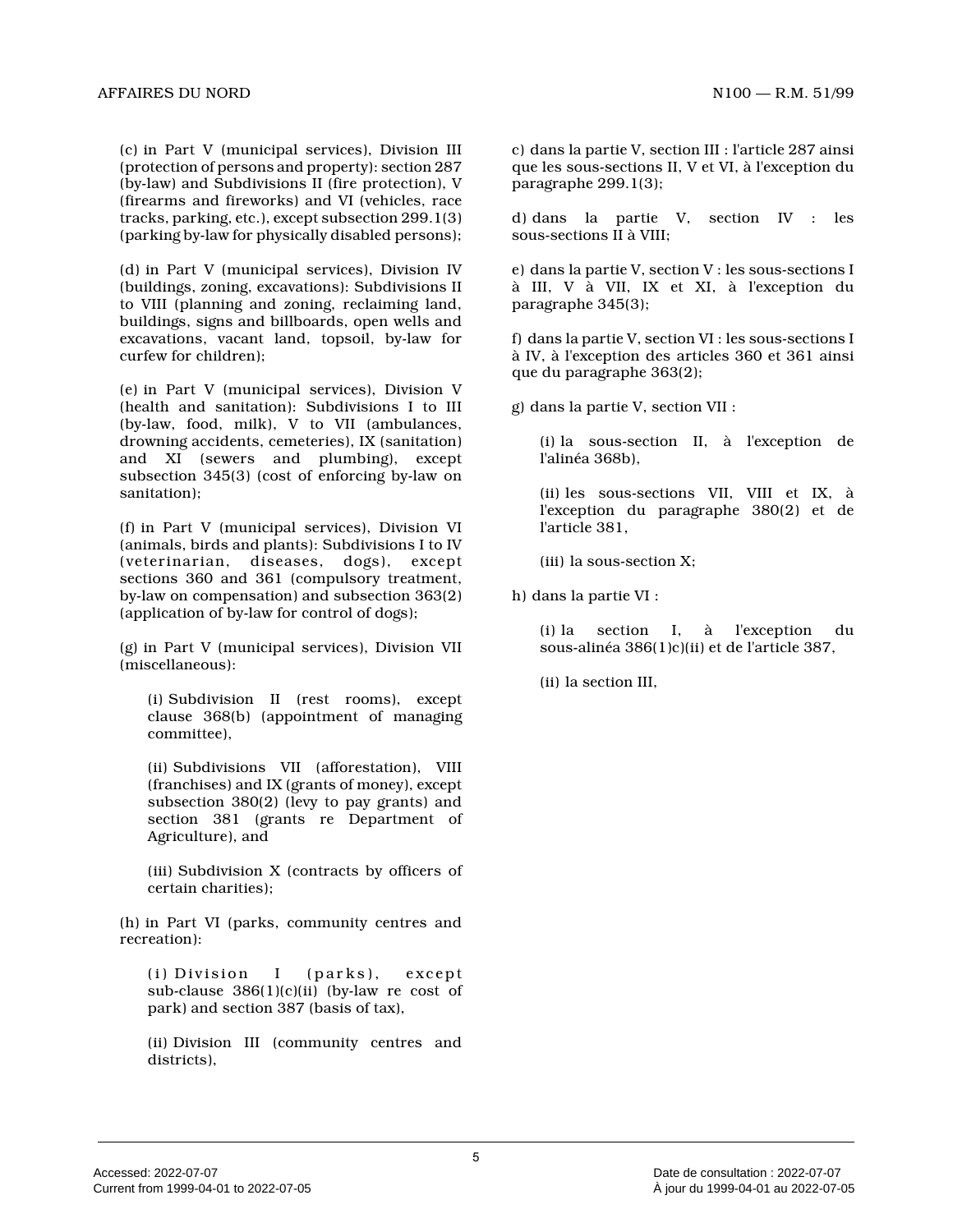(c) in Part V (municipal services), Division III (protection of persons and property): section 287 (by-law) and Subdivisions II (fire protection), V (firearms and fireworks) and VI (vehicles, race tracks, parking, etc.), except subsection 299.1(3) (parking by-law for physically disabled persons);

(d) in Part V (municipal services), Division IV (buildings, zoning, excavations): Subdivisions II to VIII (planning and zoning, reclaiming land, buildings, signs and billboards, open wells and excavations, vacant land, topsoil, by-law for curfew for children);

(e) in Part V (municipal services), Division V (health and sanitation): Subdivisions I to III (by-law, food, milk), V to VII (ambulances, drowning accidents, cemeteries), IX (sanitation) and XI (sewers and plumbing), except subsection 345(3) (cost of enforcing by-law on sanitation);

(f) in Part V (municipal services), Division VI (animals, birds and plants): Subdivisions I to IV (veterinarian, diseases, dogs), except sections 360 and 361 (compulsory treatment, by-law on compensation) and subsection 363(2) (application of by-law for control of dogs);

(g) in Part V (municipal services), Division VII (miscellaneous):

(i) Subdivision II (rest rooms), except clause 368(b) (appointment of managing committee),

(ii) Subdivisions VII (afforestation), VIII (franchises) and IX (grants of money), except subsection 380(2) (levy to pay grants) and section 381 (grants re Department of Agriculture), and

(iii) Subdivision X (contracts by officers of certain charities);

(h) in Part VI (parks, community centres and recreation):

(i) Division I (parks), except sub-clause 386(1)(c)(ii) (by-law re cost of park) and section 387 (basis of tax),

(ii) Division III (community centres and districts),

c) dans la partie V, section III : l'article 287 ainsi que les sous-sections II, V et VI, à l'exception du paragraphe 299.1(3);

d) dans la partie V, section IV : les sous-sections II à VIII;

e) dans la partie V, section V : les sous-sections I à III, V à VII, IX et XI, à l'exception du paragraphe 345(3);

f) dans la partie V, section VI : les sous-sections I à IV, à l'exception des articles 360 et 361 ainsi que du paragraphe 363(2);

g) dans la partie V, section VII :

(i) la sous-section II, à l'exception de l'alinéa 368b),

(ii) les sous-sections VII, VIII et IX, à l'exception du paragraphe 380(2) et de l'article 381,

(iii) la sous-section X;

h) dans la partie VI :

(i) la section I, à l'exception du sous-alinéa 386(1)c)(ii) et de l'article 387,

(ii) la section III,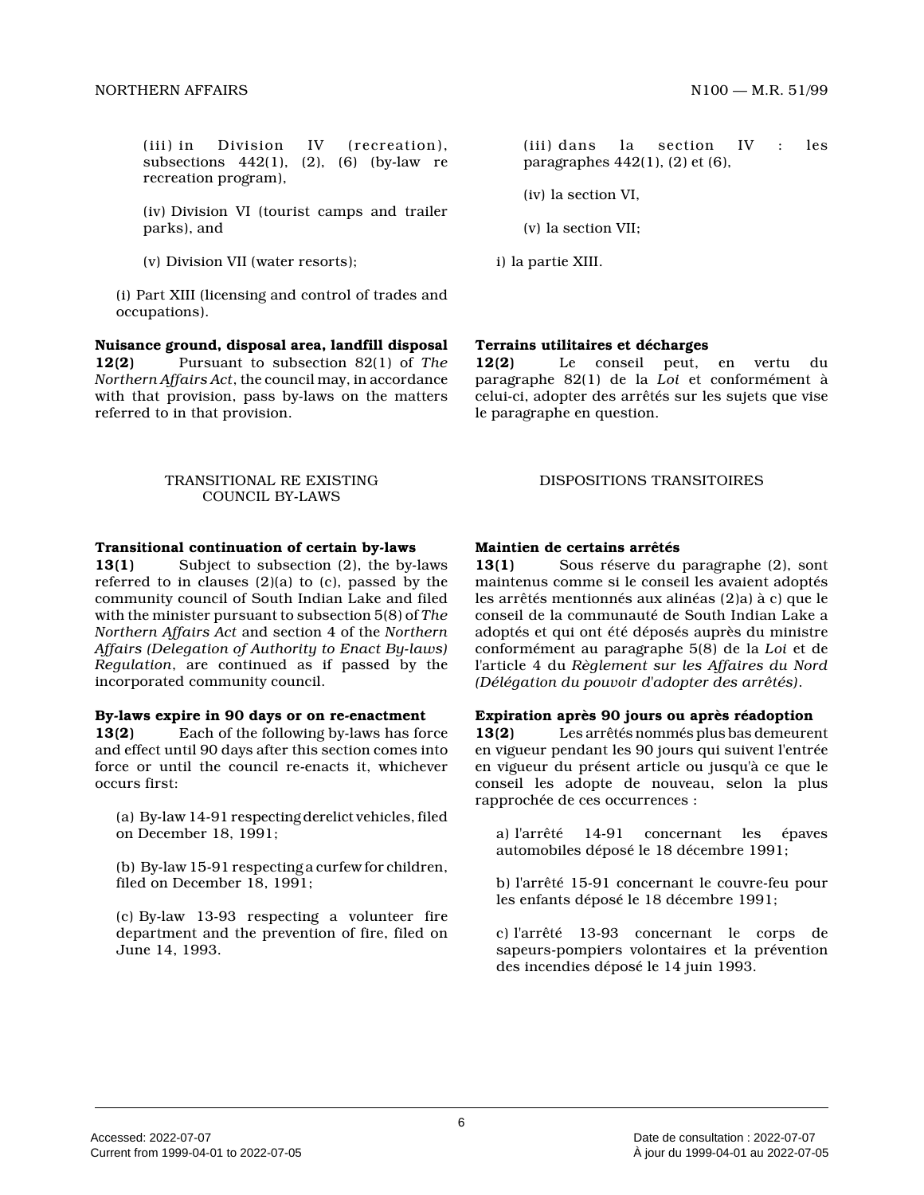(iii) in Division IV (recreation), subsections 442(1), (2), (6) (by-law re recreation program),

(iv) Division VI (tourist camps and trailer parks), and

(v) Division VII (water resorts);

(i) Part XIII (licensing and control of trades and occupations).

**Nuisance ground, disposal area, landfill disposal**

**12(2)** Pursuant to subsection 82(1) of *The Northern Affairs Act*, the council may, in accordance with that provision, pass by-laws on the matters referred to in that provision.

TRANSITIONAL RE EXISTING COUNCIL BY-LAWS

**Transitional continuation of certain by-laws**

**13(1)** Subject to subsection (2), the by-laws referred to in clauses (2)(a) to (c), passed by the community council of South Indian Lake and filed with the minister pursuant to subsection 5(8) of *The Northern Affairs Act* and section 4 of the *Northern Affairs (Delegation of Authority to Enact By-laws) Regulation*, are continued as if passed by the incorporated community council.

**By-laws expire in 90 days or on re-enactment**

**13(2)** Each of the following by-laws has force and effect until 90 days after this section comes into force or until the council re-enacts it, whichever occurs first:

(a) By-law 14-91 respecting derelict vehicles, filed on December 18, 1991;

(b) By-law 15-91 respecting a curfew for children, filed on December 18, 1991;

(c) By-law 13-93 respecting a volunteer fire department and the prevention of fire, filed on June 14, 1993.

(iii) dans la section IV : les paragraphes 442(1), (2) et (6),

(iv) la section VI,

(v) la section VII;

i) la partie XIII.

**Terrains utilitaires et décharges**

**12(2)** Le conseil peut, en vertu du paragraphe 82(1) de la *Loi* et conformément à celui-ci, adopter des arrêtés sur les sujets que vise le paragraphe en question.

DISPOSITIONS TRANSITOIRES

**Maintien de certains arrêtés**

**13(1)** Sous réserve du paragraphe (2), sont maintenus comme si le conseil les avaient adoptés les arrêtés mentionnés aux alinéas (2)a) à c) que le conseil de la communauté de South Indian Lake a adoptés et qui ont été déposés auprès du ministre conformément au paragraphe 5(8) de la *Loi* et de l'article 4 du *Règlement sur les Affaires du Nord (Délégation du pouvoir d'adopter des arrêtés)*.

**Expiration après 90 jours ou après réadoption**

**13(2)** Les arrêtés nommés plus bas demeurent en vigueur pendant les 90 jours qui suivent l'entrée en vigueur du présent article ou jusqu'à ce que le conseil les adopte de nouveau, selon la plus rapprochée de ces occurrences :

a) l'arrêté 14-91 concernant les épaves automobiles déposé le 18 décembre 1991;

b) l'arrêté 15-91 concernant le couvre-feu pour les enfants déposé le 18 décembre 1991;

c) l'arrêté 13-93 concernant le corps de sapeurs-pompiers volontaires et la prévention des incendies déposé le 14 juin 1993.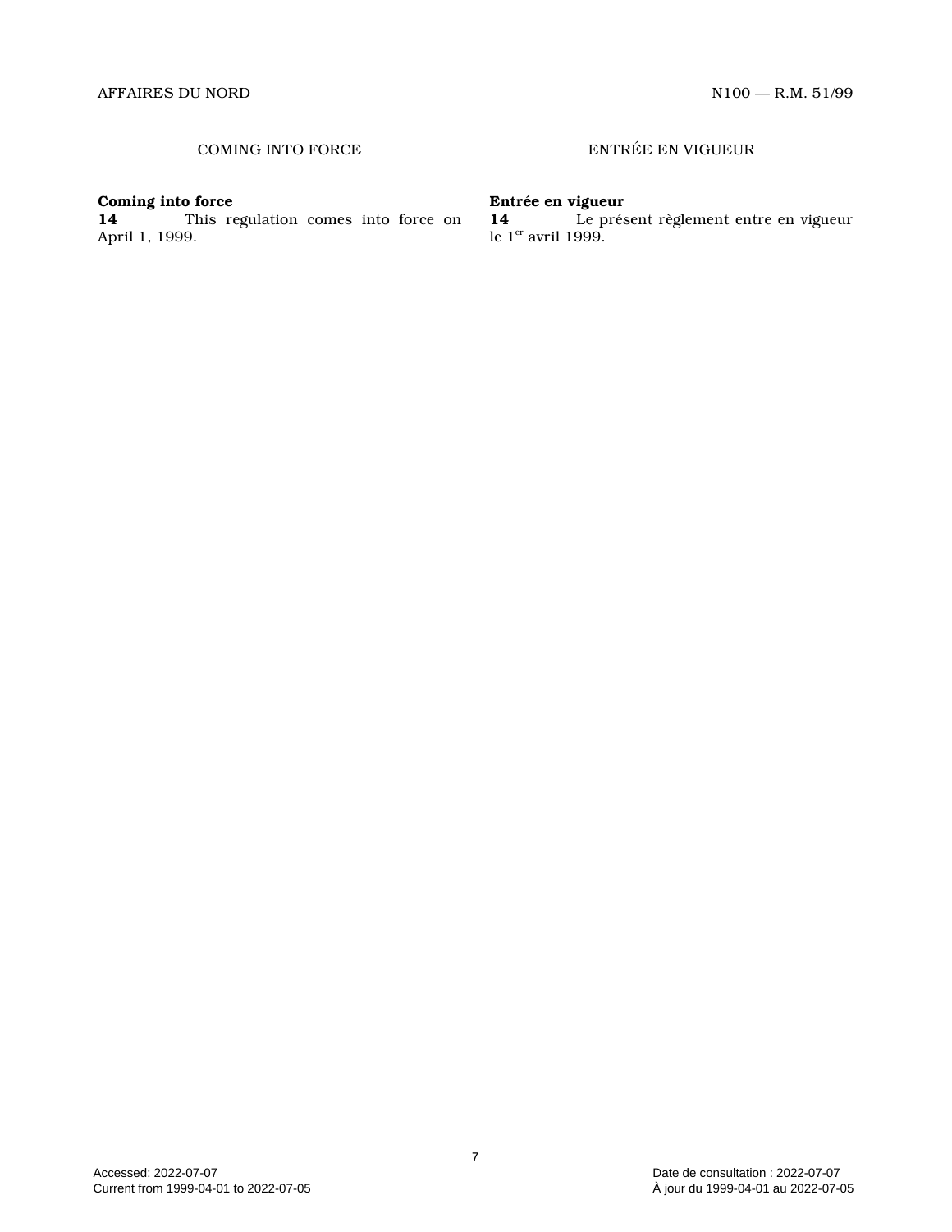## COMING INTO FORCE

**Coming into force**

**14** This regulation comes into force on April 1, 1999.

## ENTRÉE EN VIGUEUR

**Entrée en vigueur**

**14** Le présent règlement entre en vigueur le 1er avril 1999.